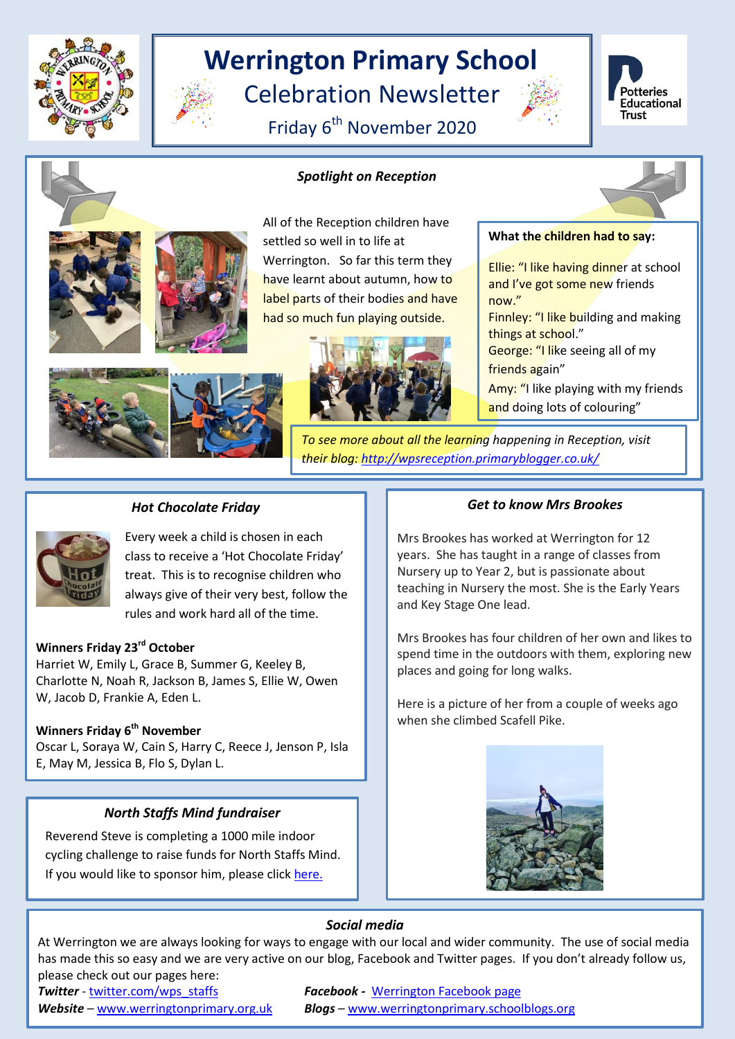# Werrington Primary School

## Celebration Newsletter

Friday 6th November 2020

### *Spotlight on Reception*

All of the Reception children have settled so well in to life at Werrington. So far this term they have learnt about autumn, how to label parts of their bodies and have had so much fun playing outside.

**What the children had to say:**

Ellie: "I like having dinner at school and I've got some new friends now."

Finnley: "I like building and making things at school."

George: "I like seeing all of my friends again"

Amy: "I like playing with my friends and doing lots of colouring"

*To see more about all the learning happening in Reception, visit their blog: http://wpsreception.primaryblogger.co.uk/*

### *Hot Chocolate Friday*

Every week a child is chosen in each class to receive a 'Hot Chocolate Friday' treat. This is to recognise children who always give of their very best, follow the rules and work hard all of the time.

**Winners Friday 23rd October**
Harriet W, Emily L, Grace B, Summer G, Keeley B, Charlotte N, Noah R, Jackson B, James S, Ellie W, Owen W, Jacob D, Frankie A, Eden L.

**Winners Friday 6th November**
Oscar L, Soraya W, Cain S, Harry C, Reece J, Jenson P, Isla E, May M, Jessica B, Flo S, Dylan L.

### *North Staffs Mind fundraiser*

Reverend Steve is completing a 1000 mile indoor cycling challenge to raise funds for North Staffs Mind. If you would like to sponsor him, please click here.

### *Get to know Mrs Brookes*

Mrs Brookes has worked at Werrington for 12 years. She has taught in a range of classes from Nursery up to Year 2, but is passionate about teaching in Nursery the most. She is the Early Years and Key Stage One lead.

Mrs Brookes has four children of her own and likes to spend time in the outdoors with them, exploring new places and going for long walks.

Here is a picture of her from a couple of weeks ago when she climbed Scafell Pike.

### *Social media*

At Werrington we are always looking for ways to engage with our local and wider community. The use of social media has made this so easy and we are very active on our blog, Facebook and Twitter pages. If you don't already follow us, please check out our pages here:

***Twitter*** - twitter.com/wps_staffs
***Facebook*** - Werrington Facebook page
***Website*** – www.werringtonprimary.org.uk
***Blogs*** – www.werringtonprimary.schoolblogs.org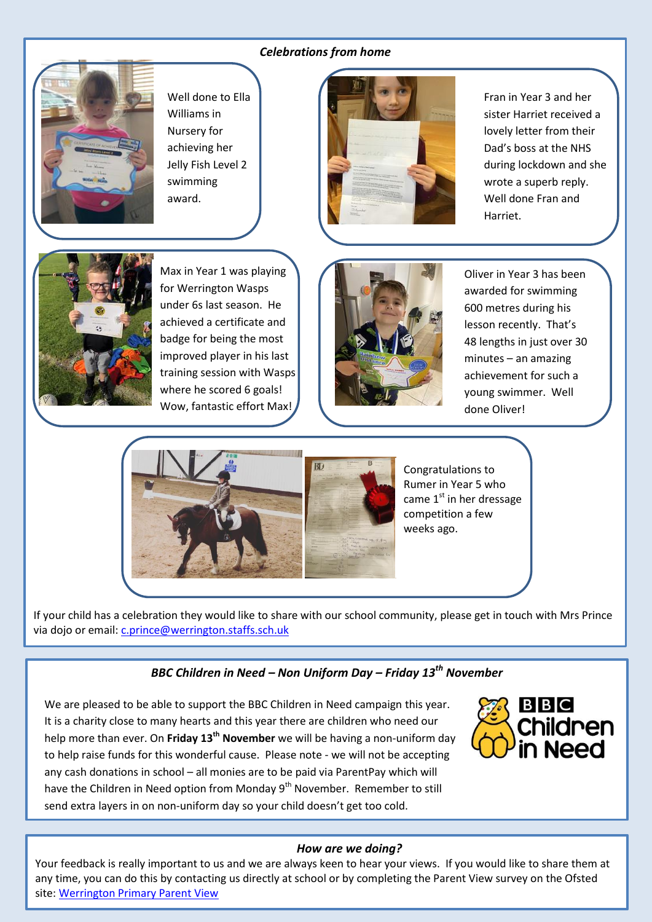***Celebrations from home***

Well done to Ella Williams in Nursery for achieving her Jelly Fish Level 2 swimming award.

Fran in Year 3 and her sister Harriet received a lovely letter from their Dad's boss at the NHS during lockdown and she wrote a superb reply. Well done Fran and Harriet.

Max in Year 1 was playing for Werrington Wasps under 6s last season. He achieved a certificate and badge for being the most improved player in his last training session with Wasps where he scored 6 goals! Wow, fantastic effort Max!

Oliver in Year 3 has been awarded for swimming 600 metres during his lesson recently. That's 48 lengths in just over 30 minutes – an amazing achievement for such a young swimmer. Well done Oliver!

Congratulations to Rumer in Year 5 who came 1st in her dressage competition a few weeks ago.

If your child has a celebration they would like to share with our school community, please get in touch with Mrs Prince via dojo or email: c.prince@werrington.staffs.sch.uk

***BBC Children in Need – Non Uniform Day – Friday 13th November***

We are pleased to be able to support the BBC Children in Need campaign this year. It is a charity close to many hearts and this year there are children who need our help more than ever. On **Friday 13th November** we will be having a non-uniform day to help raise funds for this wonderful cause. Please note - we will not be accepting any cash donations in school – all monies are to be paid via ParentPay which will have the Children in Need option from Monday 9th November. Remember to still send extra layers in on non-uniform day so your child doesn't get too cold.

***How are we doing?***

Your feedback is really important to us and we are always keen to hear your views. If you would like to share them at any time, you can do this by contacting us directly at school or by completing the Parent View survey on the Ofsted site: Werrington Primary Parent View